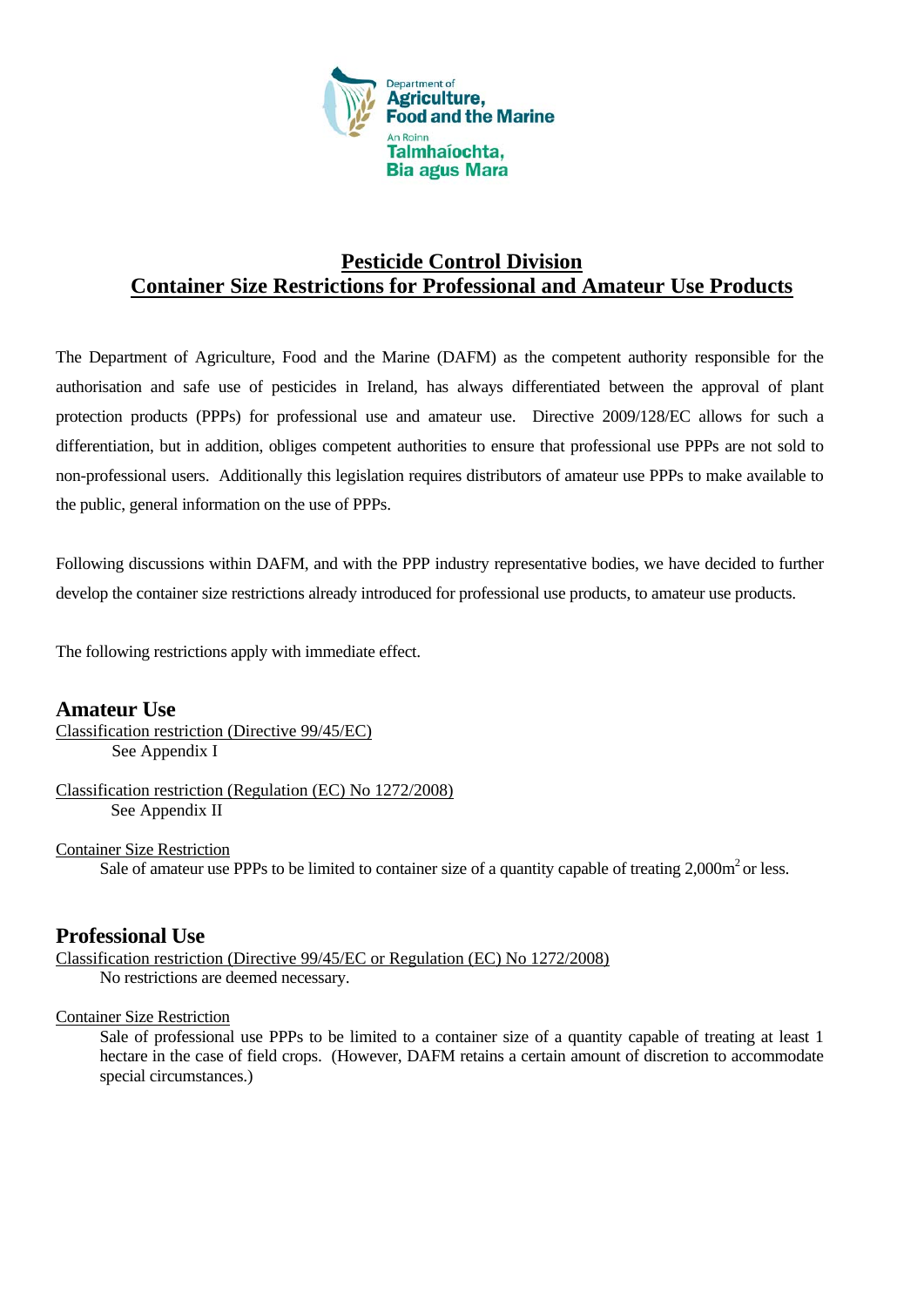Department of Agriculture, Food and the Marine

An Roinn Talmhaíochta, Bia agus Mara

# Pesticide Control Division
# Container Size Restrictions for Professional and Amateur Use Products

The Department of Agriculture, Food and the Marine (DAFM) as the competent authority responsible for the authorisation and safe use of pesticides in Ireland, has always differentiated between the approval of plant protection products (PPPs) for professional use and amateur use. Directive 2009/128/EC allows for such a differentiation, but in addition, obliges competent authorities to ensure that professional use PPPs are not sold to non-professional users. Additionally this legislation requires distributors of amateur use PPPs to make available to the public, general information on the use of PPPs.

Following discussions within DAFM, and with the PPP industry representative bodies, we have decided to further develop the container size restrictions already introduced for professional use products, to amateur use products.

The following restrictions apply with immediate effect.

## Amateur Use

Classification restriction (Directive 99/45/EC)

See Appendix I

Classification restriction (Regulation (EC) No 1272/2008)

See Appendix II

Container Size Restriction

Sale of amateur use PPPs to be limited to container size of a quantity capable of treating 2,000$m^2$ or less.

## Professional Use

Classification restriction (Directive 99/45/EC or Regulation (EC) No 1272/2008)

No restrictions are deemed necessary.

Container Size Restriction

Sale of professional use PPPs to be limited to a container size of a quantity capable of treating at least 1 hectare in the case of field crops. (However, DAFM retains a certain amount of discretion to accommodate special circumstances.)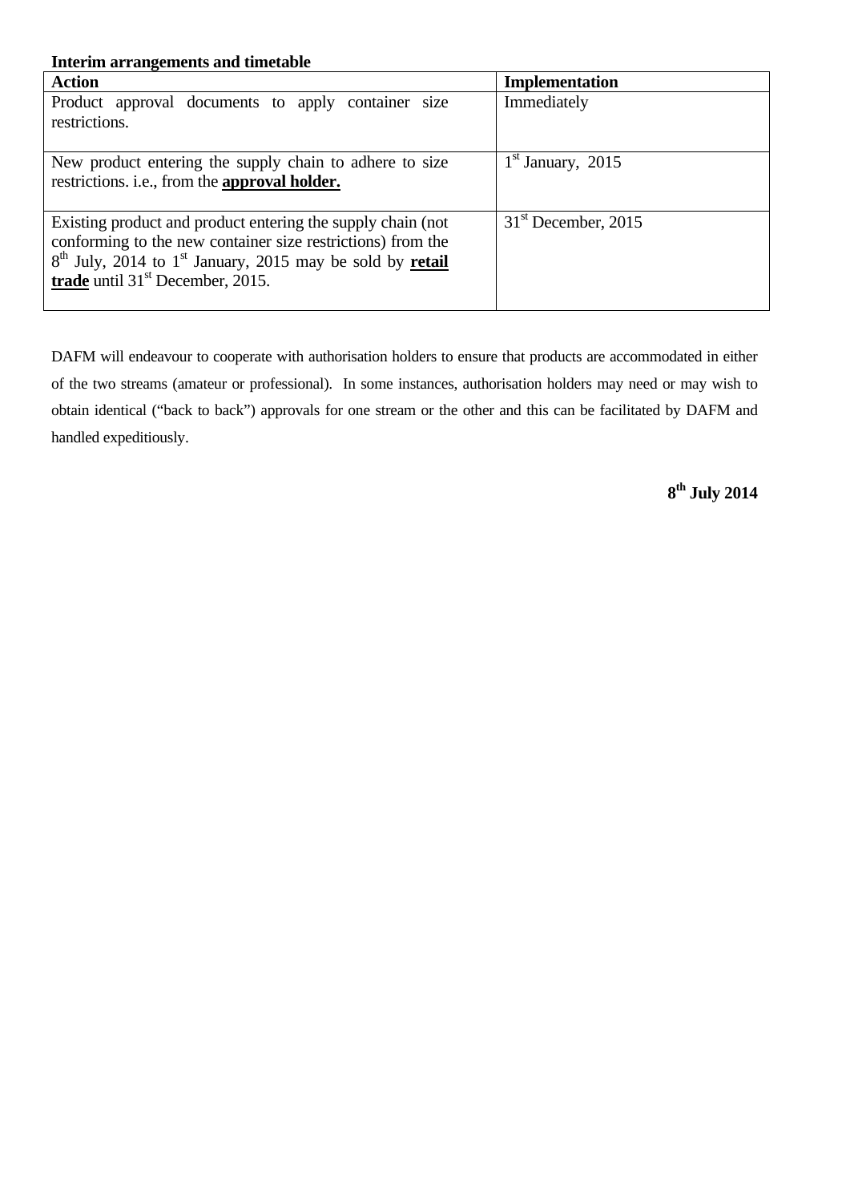**Interim arrangements and timetable**

| **Action** | **Implementation** |
|---|---|
| Product approval documents to apply container size restrictions. | Immediately |
| New product entering the supply chain to adhere to size restrictions. i.e., from the **approval holder.** | 1st January, 2015 |
| Existing product and product entering the supply chain (not conforming to the new container size restrictions) from the 8th July, 2014 to 1st January, 2015 may be sold by **retail trade** until 31st December, 2015. | 31st December, 2015 |

DAFM will endeavour to cooperate with authorisation holders to ensure that products are accommodated in either of the two streams (amateur or professional). In some instances, authorisation holders may need or may wish to obtain identical ("back to back") approvals for one stream or the other and this can be facilitated by DAFM and handled expeditiously.

**8th July 2014**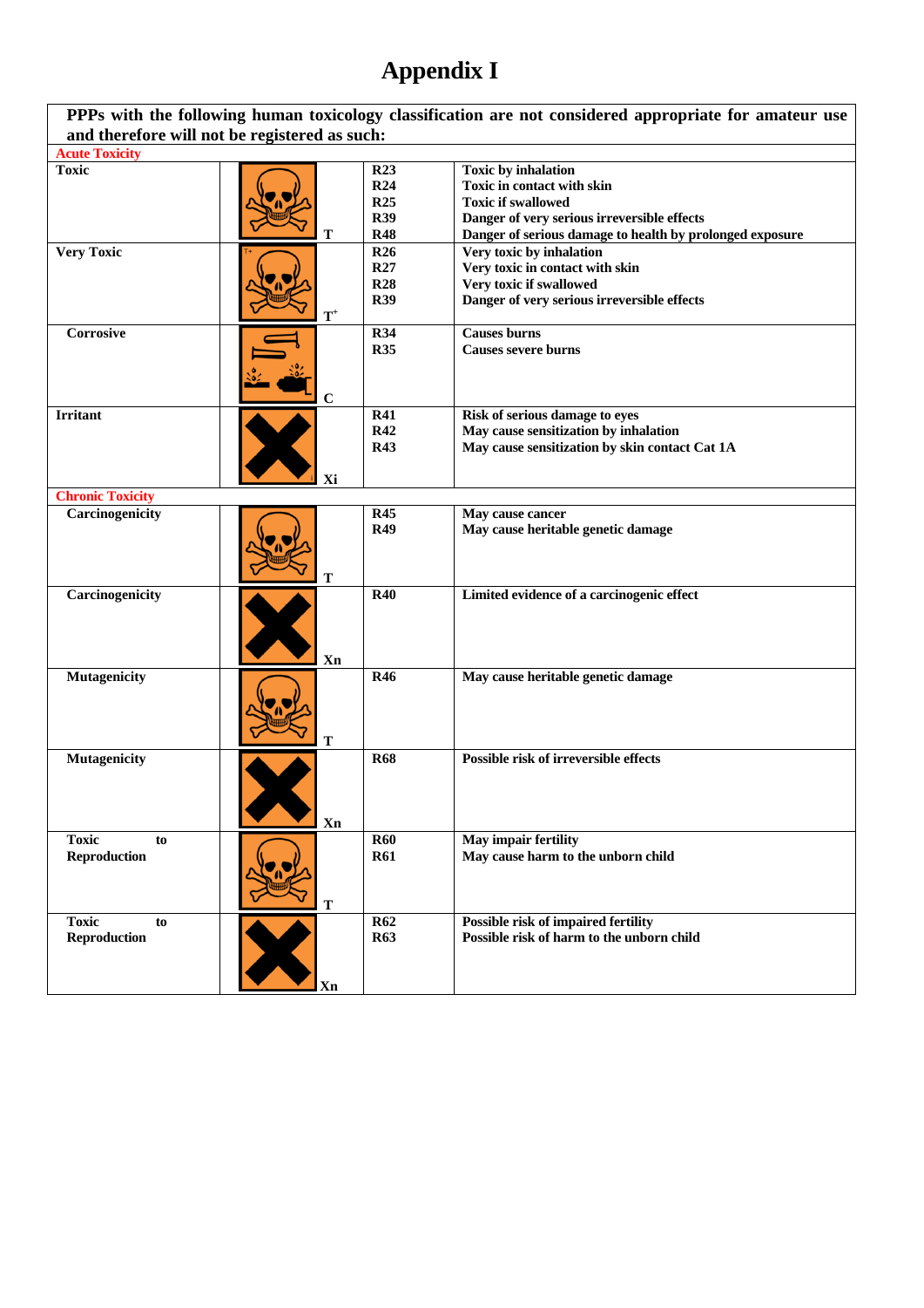# Appendix I

| PPPs with the following human toxicology classification are not considered appropriate for amateur use and therefore will not be registered as such: | | | |
|---|---|---|---|
| **Acute Toxicity** | | | |
| **Toxic** | T | R23<br>R24<br>R25<br>R39<br>R48 | Toxic by inhalation<br>Toxic in contact with skin<br>Toxic if swallowed<br>Danger of very serious irreversible effects<br>Danger of serious damage to health by prolonged exposure |
| **Very Toxic** | T+ | R26<br>R27<br>R28<br>R39 | Very toxic by inhalation<br>Very toxic in contact with skin<br>Very toxic if swallowed<br>Danger of very serious irreversible effects |
| **Corrosive** | C | R34<br>R35 | Causes burns<br>Causes severe burns |
| **Irritant** | Xi | R41<br>R42<br>R43 | Risk of serious damage to eyes<br>May cause sensitization by inhalation<br>May cause sensitization by skin contact Cat 1A |
| **Chronic Toxicity** | | | |
| **Carcinogenicity** | T | R45<br>R49 | May cause cancer<br>May cause heritable genetic damage |
| **Carcinogenicity** | Xn | R40 | Limited evidence of a carcinogenic effect |
| **Mutagenicity** | T | R46 | May cause heritable genetic damage |
| **Mutagenicity** | Xn | R68 | Possible risk of irreversible effects |
| **Toxic to Reproduction** | T | R60<br>R61 | May impair fertility<br>May cause harm to the unborn child |
| **Toxic to Reproduction** | Xn | R62<br>R63 | Possible risk of impaired fertility<br>Possible risk of harm to the unborn child |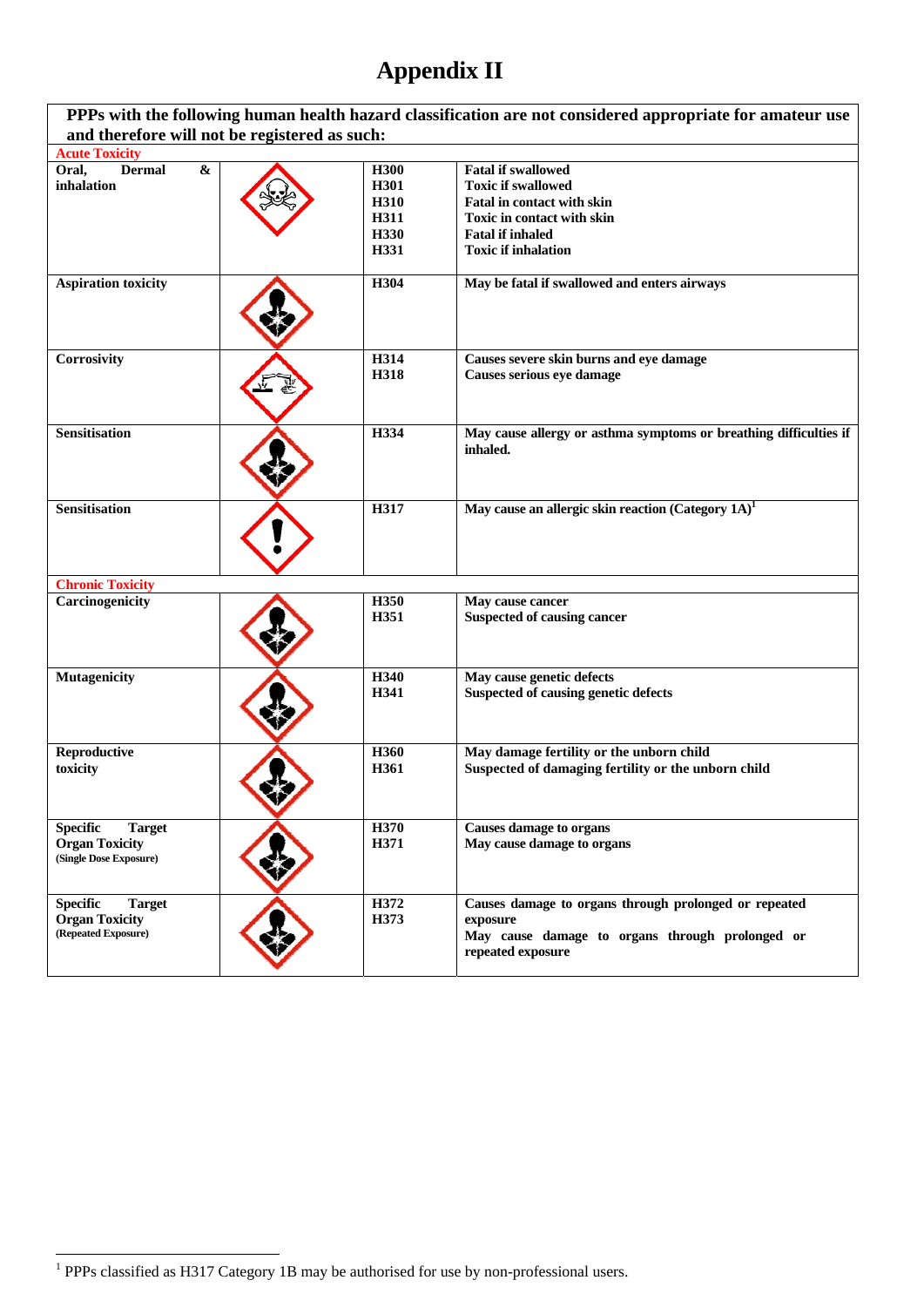# Appendix II

| PPPs with the following human health hazard classification are not considered appropriate for amateur use and therefore will not be registered as such: | | | |
|---|---|---|---|
| **Acute Toxicity** | | | |
| **Oral, Dermal & inhalation** | | **H300**<br>**H301**<br>**H310**<br>**H311**<br>**H330**<br>**H331** | **Fatal if swallowed**<br>**Toxic if swallowed**<br>**Fatal in contact with skin**<br>**Toxic in contact with skin**<br>**Fatal if inhaled**<br>**Toxic if inhalation** |
| **Aspiration toxicity** | | **H304** | **May be fatal if swallowed and enters airways** |
| **Corrosivity** | | **H314**<br>**H318** | **Causes severe skin burns and eye damage**<br>**Causes serious eye damage** |
| **Sensitisation** | | **H334** | **May cause allergy or asthma symptoms or breathing difficulties if inhaled.** |
| **Sensitisation** | | **H317** | **May cause an allergic skin reaction (Category 1A)**[1] |
| **Chronic Toxicity** | | | |
| **Carcinogenicity** | | **H350**<br>**H351** | **May cause cancer**<br>**Suspected of causing cancer** |
| **Mutagenicity** | | **H340**<br>**H341** | **May cause genetic defects**<br>**Suspected of causing genetic defects** |
| **Reproductive toxicity** | | **H360**<br>**H361** | **May damage fertility or the unborn child**<br>**Suspected of damaging fertility or the unborn child** |
| **Specific Target Organ Toxicity** (Single Dose Exposure) | | **H370**<br>**H371** | **Causes damage to organs**<br>**May cause damage to organs** |
| **Specific Target Organ Toxicity** (Repeated Exposure) | | **H372**<br>**H373** | **Causes damage to organs through prolonged or repeated exposure**<br>**May cause damage to organs through prolonged or repeated exposure** |

[1] PPPs classified as H317 Category 1B may be authorised for use by non-professional users.